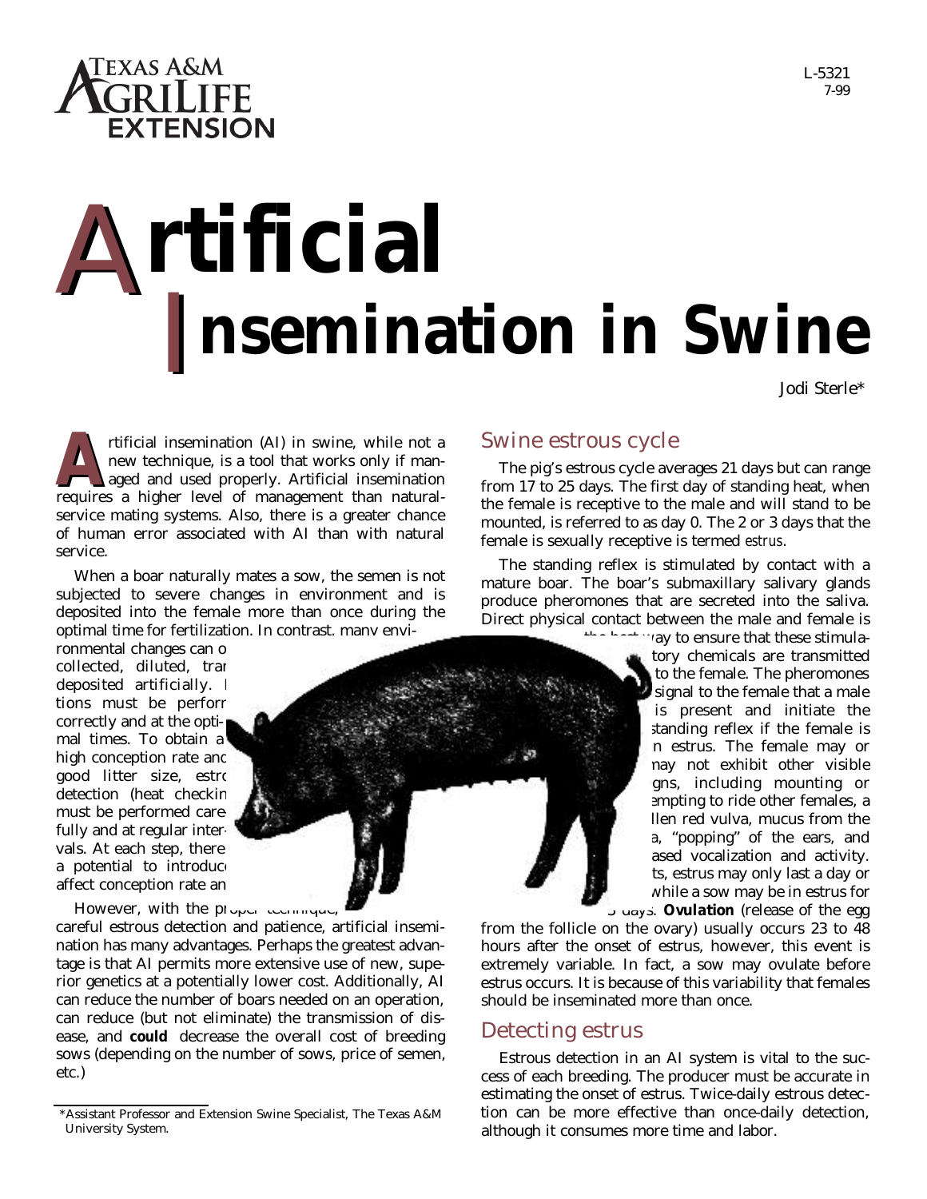# Artificial Insemination in Swine

Jodi Sterle*

Artificial insemination (AI) in swine, while not a new technique, is a tool that works only if managed and used properly. Artificial insemination requires a higher level of management than natural-service mating systems. Also, there is a greater chance of human error associated with AI than with natural service.

When a boar naturally mates a sow, the semen is not subjected to severe changes in environment and is deposited into the female more than once during the optimal time for fertilization. In contrast, many envi-ronmental changes can o collected, diluted, tra deposited artificially. tions must be perform correctly and at the opti-mal times. To obtain a high conception rate and good litter size, estro detection (heat checkin must be performed care-fully and at regular inter-vals. At each step, there a potential to introduc affect conception rate an

However, with the proper technique, careful estrous detection and patience, artificial insemination has many advantages. Perhaps the greatest advantage is that AI permits more extensive use of new, superior genetics at a potentially lower cost. Additionally, AI can reduce the number of boars needed on an operation, can reduce (but not eliminate) the transmission of disease, and **could** decrease the overall cost of breeding sows (depending on the number of sows, price of semen, etc.)

*Assistant Professor and Extension Swine Specialist, The Texas A&M University System.

## Swine estrous cycle

The pig's estrous cycle averages 21 days but can range from 17 to 25 days. The first day of standing heat, when the female is receptive to the male and will stand to be mounted, is referred to as day 0. The 2 or 3 days that the female is sexually receptive is termed *estrus*.

The standing reflex is stimulated by contact with a mature boar. The boar's submaxillary salivary glands produce pheromones that are secreted into the saliva. Direct physical contact between the male and female is the best way to ensure that these stimulatory chemicals are transmitted to the female. The pheromones signal to the female that a male is present and initiate the standing reflex if the female is in estrus. The female may or may not exhibit other visible signs, including mounting or attempting to ride other females, a swollen red vulva, mucus from the vulva, "popping" of the ears, and increased vocalization and activity. ts, estrus may only last a day or while a sow may be in estrus for 3 days. **Ovulation** (release of the egg from the follicle on the ovary) usually occurs 23 to 48 hours after the onset of estrus, however, this event is extremely variable. In fact, a sow may ovulate before estrus occurs. It is because of this variability that females should be inseminated more than once.

## Detecting estrus

Estrous detection in an AI system is vital to the success of each breeding. The producer must be accurate in estimating the onset of estrus. Twice-daily estrous detection can be more effective than once-daily detection, although it consumes more time and labor.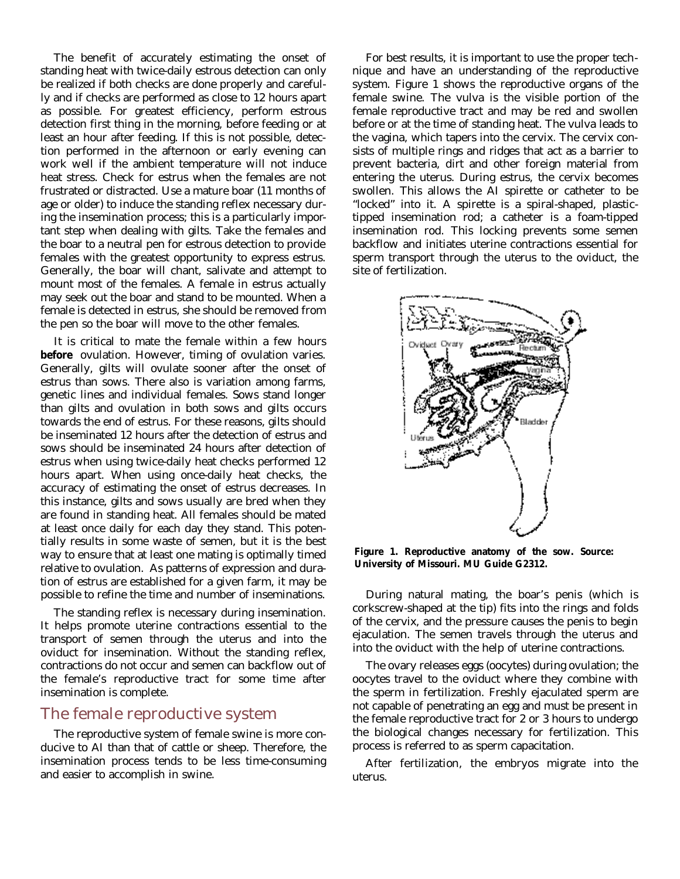The benefit of accurately estimating the onset of standing heat with twice-daily estrous detection can only be realized if both checks are done properly and carefully and if checks are performed as close to 12 hours apart as possible. For greatest efficiency, perform estrous detection first thing in the morning, before feeding or at least an hour after feeding. If this is not possible, detection performed in the afternoon or early evening can work well if the ambient temperature will not induce heat stress. Check for estrus when the females are not frustrated or distracted. Use a mature boar (11 months of age or older) to induce the standing reflex necessary during the insemination process; this is a particularly important step when dealing with gilts. Take the females and the boar to a neutral pen for estrous detection to provide females with the greatest opportunity to express estrus. Generally, the boar will chant, salivate and attempt to mount most of the females. A female in estrus actually may seek out the boar and stand to be mounted. When a female is detected in estrus, she should be removed from the pen so the boar will move to the other females.

It is critical to mate the female within a few hours **before** ovulation. However, timing of ovulation varies. Generally, gilts will ovulate sooner after the onset of estrus than sows. There also is variation among farms, genetic lines and individual females. Sows stand longer than gilts and ovulation in both sows and gilts occurs towards the end of estrus. For these reasons, gilts should be inseminated 12 hours after the detection of estrus and sows should be inseminated 24 hours after detection of estrus when using twice-daily heat checks performed 12 hours apart. When using once-daily heat checks, the accuracy of estimating the onset of estrus decreases. In this instance, gilts and sows usually are bred when they are found in standing heat. All females should be mated at least once daily for each day they stand. This potentially results in some waste of semen, but it is the best way to ensure that at least one mating is optimally timed relative to ovulation. As patterns of expression and duration of estrus are established for a given farm, it may be possible to refine the time and number of inseminations.

The standing reflex is necessary during insemination. It helps promote uterine contractions essential to the transport of semen through the uterus and into the oviduct for insemination. Without the standing reflex, contractions do not occur and semen can backflow out of the female's reproductive tract for some time after insemination is complete.

## The female reproductive system

The reproductive system of female swine is more conducive to AI than that of cattle or sheep. Therefore, the insemination process tends to be less time-consuming and easier to accomplish in swine.

For best results, it is important to use the proper technique and have an understanding of the reproductive system. Figure 1 shows the reproductive organs of the female swine. The vulva is the visible portion of the female reproductive tract and may be red and swollen before or at the time of standing heat. The vulva leads to the vagina, which tapers into the cervix. The cervix consists of multiple rings and ridges that act as a barrier to prevent bacteria, dirt and other foreign material from entering the uterus. During estrus, the cervix becomes swollen. This allows the AI spirette or catheter to be "locked" into it. A spirette is a spiral-shaped, plastic-tipped insemination rod; a catheter is a foam-tipped insemination rod. This locking prevents some semen backflow and initiates uterine contractions essential for sperm transport through the uterus to the oviduct, the site of fertilization.

**Figure 1. Reproductive anatomy of the sow. Source: University of Missouri. MU Guide G2312.**

During natural mating, the boar's penis (which is corkscrew-shaped at the tip) fits into the rings and folds of the cervix, and the pressure causes the penis to begin ejaculation. The semen travels through the uterus and into the oviduct with the help of uterine contractions.

The ovary releases eggs (oocytes) during ovulation; the oocytes travel to the oviduct where they combine with the sperm in fertilization. Freshly ejaculated sperm are not capable of penetrating an egg and must be present in the female reproductive tract for 2 or 3 hours to undergo the biological changes necessary for fertilization. This process is referred to as sperm capacitation.

After fertilization, the embryos migrate into the uterus.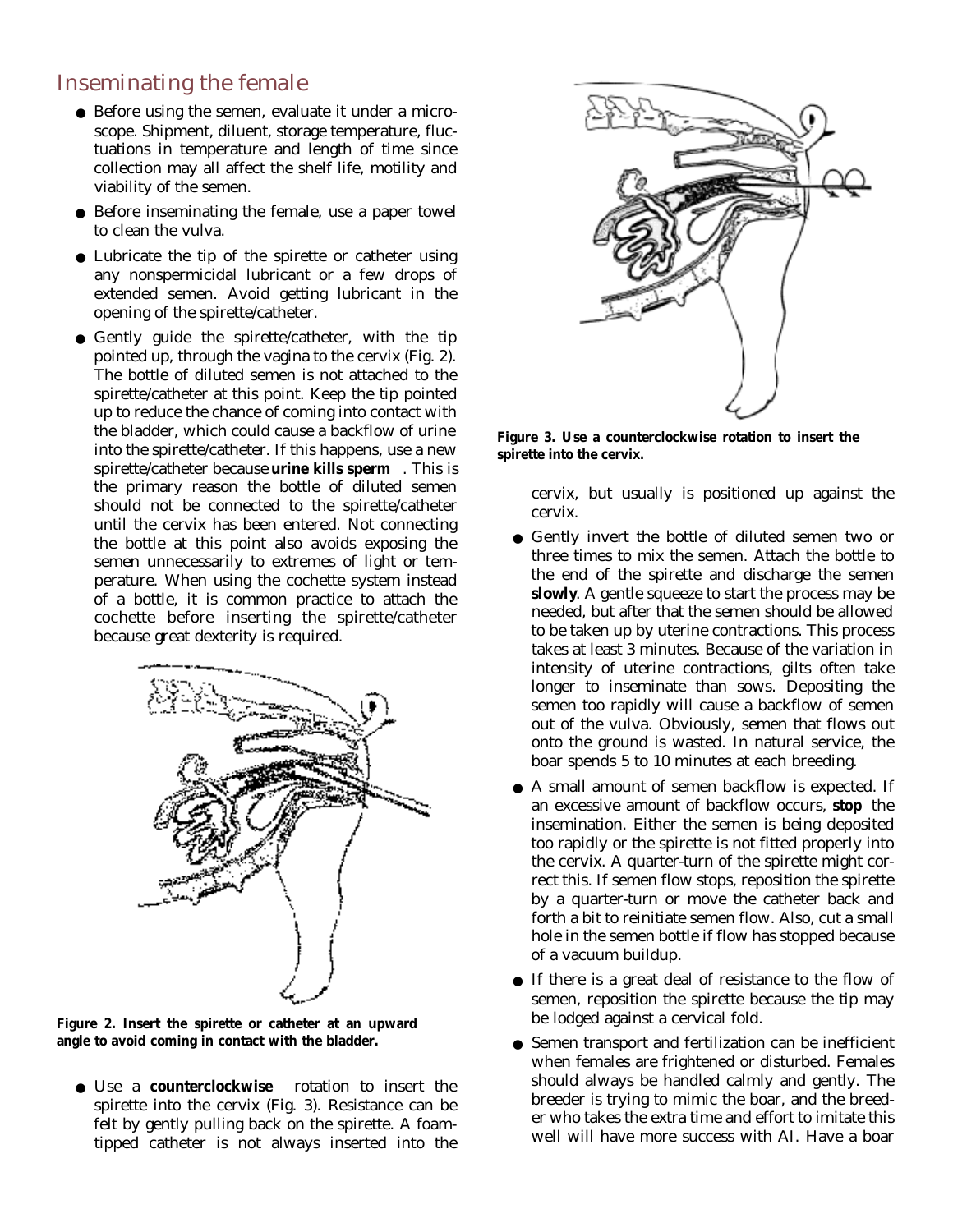## Inseminating the female

- Before using the semen, evaluate it under a microscope. Shipment, diluent, storage temperature, fluctuations in temperature and length of time since collection may all affect the shelf life, motility and viability of the semen.
- Before inseminating the female, use a paper towel to clean the vulva.
- Lubricate the tip of the spirette or catheter using any nonspermicidal lubricant or a few drops of extended semen. Avoid getting lubricant in the opening of the spirette/catheter.
- Gently guide the spirette/catheter, with the tip pointed up, through the vagina to the cervix (Fig. 2). The bottle of diluted semen is not attached to the spirette/catheter at this point. Keep the tip pointed up to reduce the chance of coming into contact with the bladder, which could cause a backflow of urine into the spirette/catheter. If this happens, use a new spirette/catheter because **urine kills sperm**. This is the primary reason the bottle of diluted semen should not be connected to the spirette/catheter until the cervix has been entered. Not connecting the bottle at this point also avoids exposing the semen unnecessarily to extremes of light or temperature. When using the cochette system instead of a bottle, it is common practice to attach the cochette before inserting the spirette/catheter because great dexterity is required.

**Figure 2. Insert the spirette or catheter at an upward angle to avoid coming in contact with the bladder.**

- Use a **counterclockwise** rotation to insert the spirette into the cervix (Fig. 3). Resistance can be felt by gently pulling back on the spirette. A foam-tipped catheter is not always inserted into the cervix, but usually is positioned up against the cervix.

**Figure 3. Use a counterclockwise rotation to insert the spirette into the cervix.**

- Gently invert the bottle of diluted semen two or three times to mix the semen. Attach the bottle to the end of the spirette and discharge the semen **slowly**. A gentle squeeze to start the process may be needed, but after that the semen should be allowed to be taken up by uterine contractions. This process takes at least 3 minutes. Because of the variation in intensity of uterine contractions, gilts often take longer to inseminate than sows. Depositing the semen too rapidly will cause a backflow of semen out of the vulva. Obviously, semen that flows out onto the ground is wasted. In natural service, the boar spends 5 to 10 minutes at each breeding.
- A small amount of semen backflow is expected. If an excessive amount of backflow occurs, **stop** the insemination. Either the semen is being deposited too rapidly or the spirette is not fitted properly into the cervix. A quarter-turn of the spirette might correct this. If semen flow stops, reposition the spirette by a quarter-turn or move the catheter back and forth a bit to reinitiate semen flow. Also, cut a small hole in the semen bottle if flow has stopped because of a vacuum buildup.
- If there is a great deal of resistance to the flow of semen, reposition the spirette because the tip may be lodged against a cervical fold.
- Semen transport and fertilization can be inefficient when females are frightened or disturbed. Females should always be handled calmly and gently. The breeder is trying to mimic the boar, and the breeder who takes the extra time and effort to imitate this well will have more success with AI. Have a boar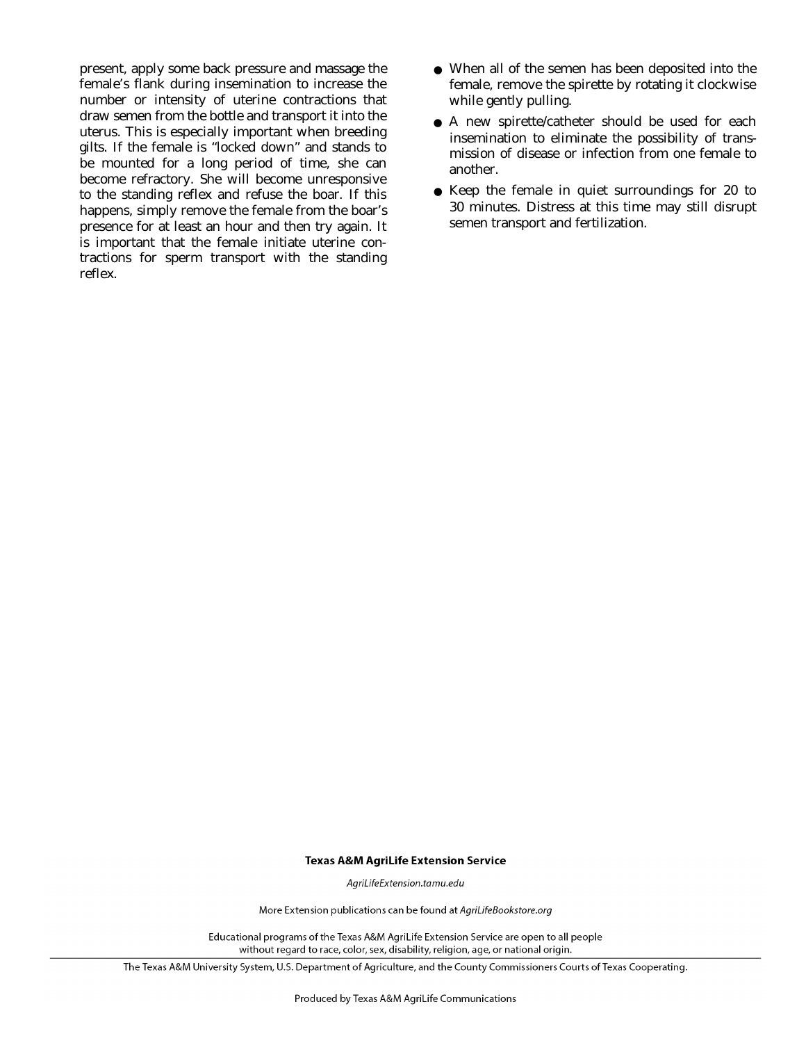present, apply some back pressure and massage the female's flank during insemination to increase the number or intensity of uterine contractions that draw semen from the bottle and transport it into the uterus. This is especially important when breeding gilts. If the female is "locked down" and stands to be mounted for a long period of time, she can become refractory. She will become unresponsive to the standing reflex and refuse the boar. If this happens, simply remove the female from the boar's presence for at least an hour and then try again. It is important that the female initiate uterine contractions for sperm transport with the standing reflex.

- When all of the semen has been deposited into the female, remove the spirette by rotating it clockwise while gently pulling.
- A new spirette/catheter should be used for each insemination to eliminate the possibility of transmission of disease or infection from one female to another.
- Keep the female in quiet surroundings for 20 to 30 minutes. Distress at this time may still disrupt semen transport and fertilization.

**Texas A&M AgriLife Extension Service**

*AgriLifeExtension.tamu.edu*

More Extension publications can be found at *AgriLifeBookstore.org*

Educational programs of the Texas A&M AgriLife Extension Service are open to all people without regard to race, color, sex, disability, religion, age, or national origin.

The Texas A&M University System, U.S. Department of Agriculture, and the County Commissioners Courts of Texas Cooperating.

Produced by Texas A&M AgriLife Communications